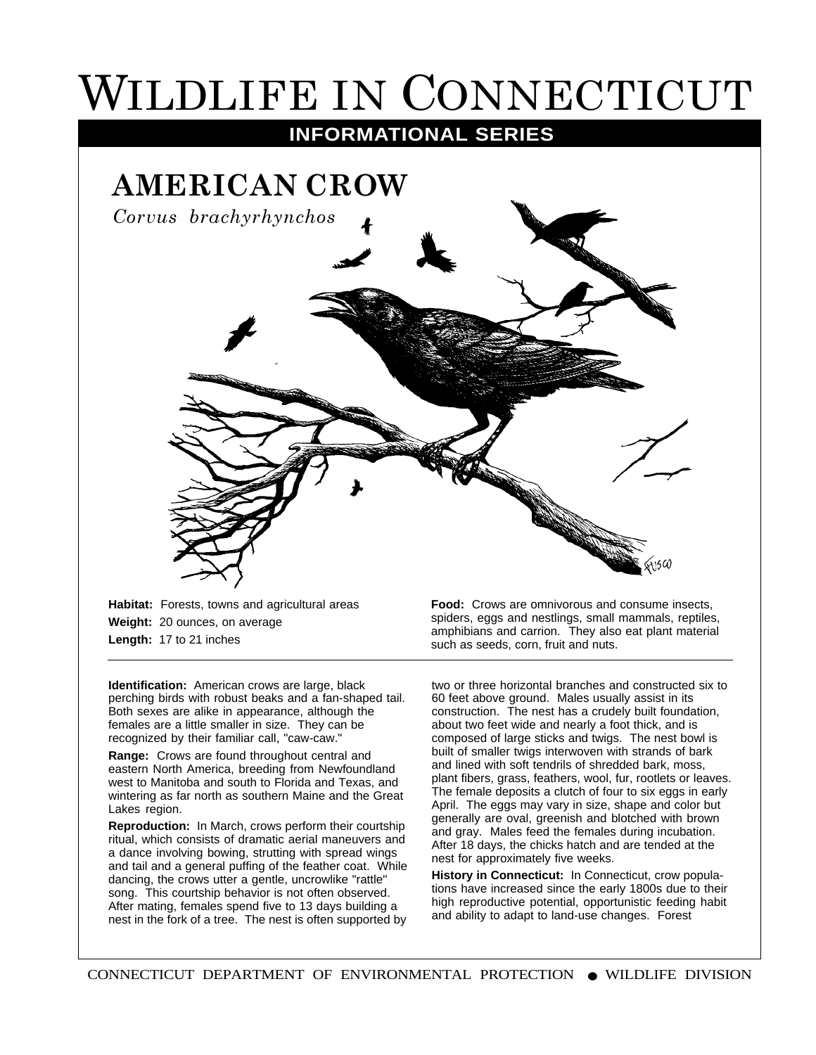# Wildlife in Connecticut

## INFORMATIONAL SERIES

## AMERICAN CROW

*Corvus brachyrhynchos*

**Habitat:** Forests, towns and agricultural areas

**Weight:** 20 ounces, on average

**Length:** 17 to 21 inches

**Food:** Crows are omnivorous and consume insects, spiders, eggs and nestlings, small mammals, reptiles, amphibians and carrion. They also eat plant material such as seeds, corn, fruit and nuts.

---

**Identification:** American crows are large, black perching birds with robust beaks and a fan-shaped tail. Both sexes are alike in appearance, although the females are a little smaller in size. They can be recognized by their familiar call, "caw-caw."

**Range:** Crows are found throughout central and eastern North America, breeding from Newfoundland west to Manitoba and south to Florida and Texas, and wintering as far north as southern Maine and the Great Lakes region.

**Reproduction:** In March, crows perform their courtship ritual, which consists of dramatic aerial maneuvers and a dance involving bowing, strutting with spread wings and tail and a general puffing of the feather coat. While dancing, the crows utter a gentle, uncrowlike "rattle" song. This courtship behavior is not often observed. After mating, females spend five to 13 days building a nest in the fork of a tree. The nest is often supported by two or three horizontal branches and constructed six to 60 feet above ground. Males usually assist in its construction. The nest has a crudely built foundation, about two feet wide and nearly a foot thick, and is composed of large sticks and twigs. The nest bowl is built of smaller twigs interwoven with strands of bark and lined with soft tendrils of shredded bark, moss, plant fibers, grass, feathers, wool, fur, rootlets or leaves. The female deposits a clutch of four to six eggs in early April. The eggs may vary in size, shape and color but generally are oval, greenish and blotched with brown and gray. Males feed the females during incubation. After 18 days, the chicks hatch and are tended at the nest for approximately five weeks.

**History in Connecticut:** In Connecticut, crow populations have increased since the early 1800s due to their high reproductive potential, opportunistic feeding habit and ability to adapt to land-use changes. Forest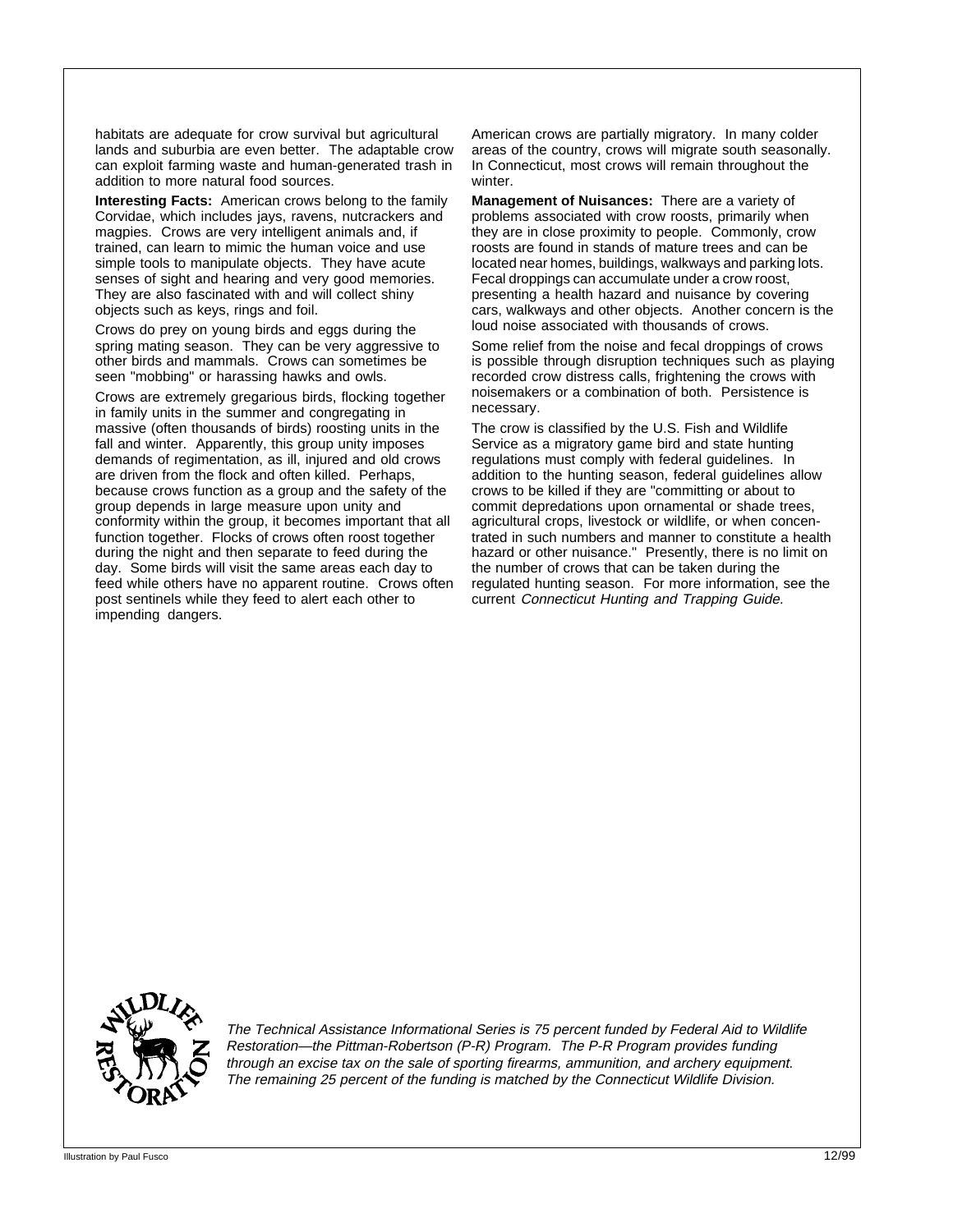habitats are adequate for crow survival but agricultural lands and suburbia are even better. The adaptable crow can exploit farming waste and human-generated trash in addition to more natural food sources.

**Interesting Facts:** American crows belong to the family Corvidae, which includes jays, ravens, nutcrackers and magpies. Crows are very intelligent animals and, if trained, can learn to mimic the human voice and use simple tools to manipulate objects. They have acute senses of sight and hearing and very good memories. They are also fascinated with and will collect shiny objects such as keys, rings and foil.

Crows do prey on young birds and eggs during the spring mating season. They can be very aggressive to other birds and mammals. Crows can sometimes be seen "mobbing" or harassing hawks and owls.

Crows are extremely gregarious birds, flocking together in family units in the summer and congregating in massive (often thousands of birds) roosting units in the fall and winter. Apparently, this group unity imposes demands of regimentation, as ill, injured and old crows are driven from the flock and often killed. Perhaps, because crows function as a group and the safety of the group depends in large measure upon unity and conformity within the group, it becomes important that all function together. Flocks of crows often roost together during the night and then separate to feed during the day. Some birds will visit the same areas each day to feed while others have no apparent routine. Crows often post sentinels while they feed to alert each other to impending dangers.

American crows are partially migratory. In many colder areas of the country, crows will migrate south seasonally. In Connecticut, most crows will remain throughout the winter.

**Management of Nuisances:** There are a variety of problems associated with crow roosts, primarily when they are in close proximity to people. Commonly, crow roosts are found in stands of mature trees and can be located near homes, buildings, walkways and parking lots. Fecal droppings can accumulate under a crow roost, presenting a health hazard and nuisance by covering cars, walkways and other objects. Another concern is the loud noise associated with thousands of crows.

Some relief from the noise and fecal droppings of crows is possible through disruption techniques such as playing recorded crow distress calls, frightening the crows with noisemakers or a combination of both. Persistence is necessary.

The crow is classified by the U.S. Fish and Wildlife Service as a migratory game bird and state hunting regulations must comply with federal guidelines. In addition to the hunting season, federal guidelines allow crows to be killed if they are "committing or about to commit depredations upon ornamental or shade trees, agricultural crops, livestock or wildlife, or when concentrated in such numbers and manner to constitute a health hazard or other nuisance." Presently, there is no limit on the number of crows that can be taken during the regulated hunting season. For more information, see the current *Connecticut Hunting and Trapping Guide.*

WILDLIFE RESTORATION

*The Technical Assistance Informational Series is 75 percent funded by Federal Aid to Wildlife Restoration—the Pittman-Robertson (P-R) Program. The P-R Program provides funding through an excise tax on the sale of sporting firearms, ammunition, and archery equipment. The remaining 25 percent of the funding is matched by the Connecticut Wildlife Division.*

Illustration by Paul Fusco

12/99